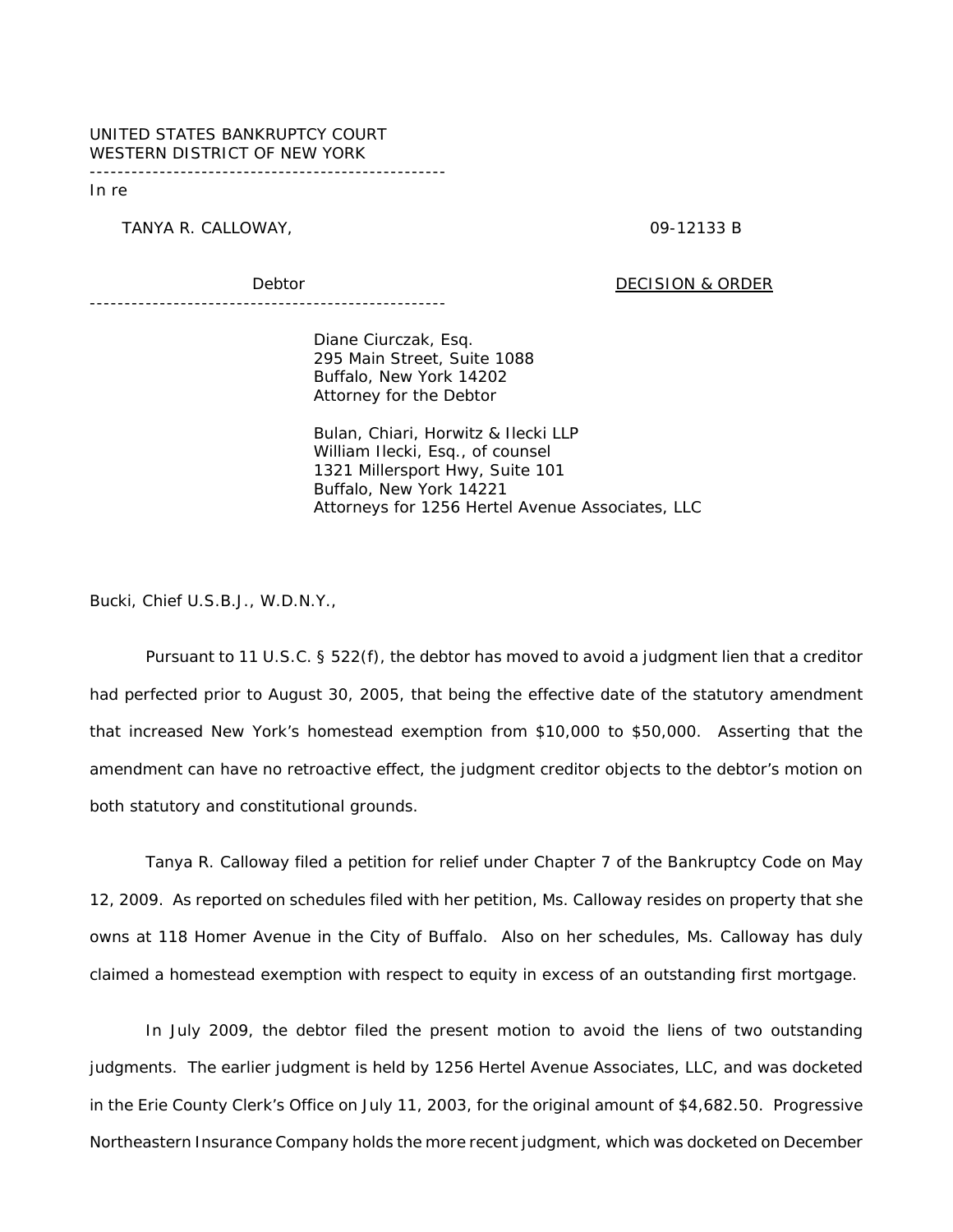UNITED STATES BANKRUPTCY COURT
WESTERN DISTRICT OF NEW YORK

---

In re

TANYA R. CALLOWAY, 09-12133 B

Debtor <u>DECISION & ORDER</u>

---

Diane Ciurczak, Esq.
295 Main Street, Suite 1088
Buffalo, New York 14202
Attorney for the Debtor

Bulan, Chiari, Horwitz & Ilecki LLP
William Ilecki, Esq., of counsel
1321 Millersport Hwy, Suite 101
Buffalo, New York 14221
Attorneys for 1256 Hertel Avenue Associates, LLC

Bucki, Chief U.S.B.J., W.D.N.Y.,

Pursuant to 11 U.S.C. § 522(f), the debtor has moved to avoid a judgment lien that a creditor had perfected prior to August 30, 2005, that being the effective date of the statutory amendment that increased New York's homestead exemption from $10,000 to $50,000. Asserting that the amendment can have no retroactive effect, the judgment creditor objects to the debtor's motion on both statutory and constitutional grounds.

Tanya R. Calloway filed a petition for relief under Chapter 7 of the Bankruptcy Code on May 12, 2009. As reported on schedules filed with her petition, Ms. Calloway resides on property that she owns at 118 Homer Avenue in the City of Buffalo. Also on her schedules, Ms. Calloway has duly claimed a homestead exemption with respect to equity in excess of an outstanding first mortgage.

In July 2009, the debtor filed the present motion to avoid the liens of two outstanding judgments. The earlier judgment is held by 1256 Hertel Avenue Associates, LLC, and was docketed in the Erie County Clerk's Office on July 11, 2003, for the original amount of $4,682.50. Progressive Northeastern Insurance Company holds the more recent judgment, which was docketed on December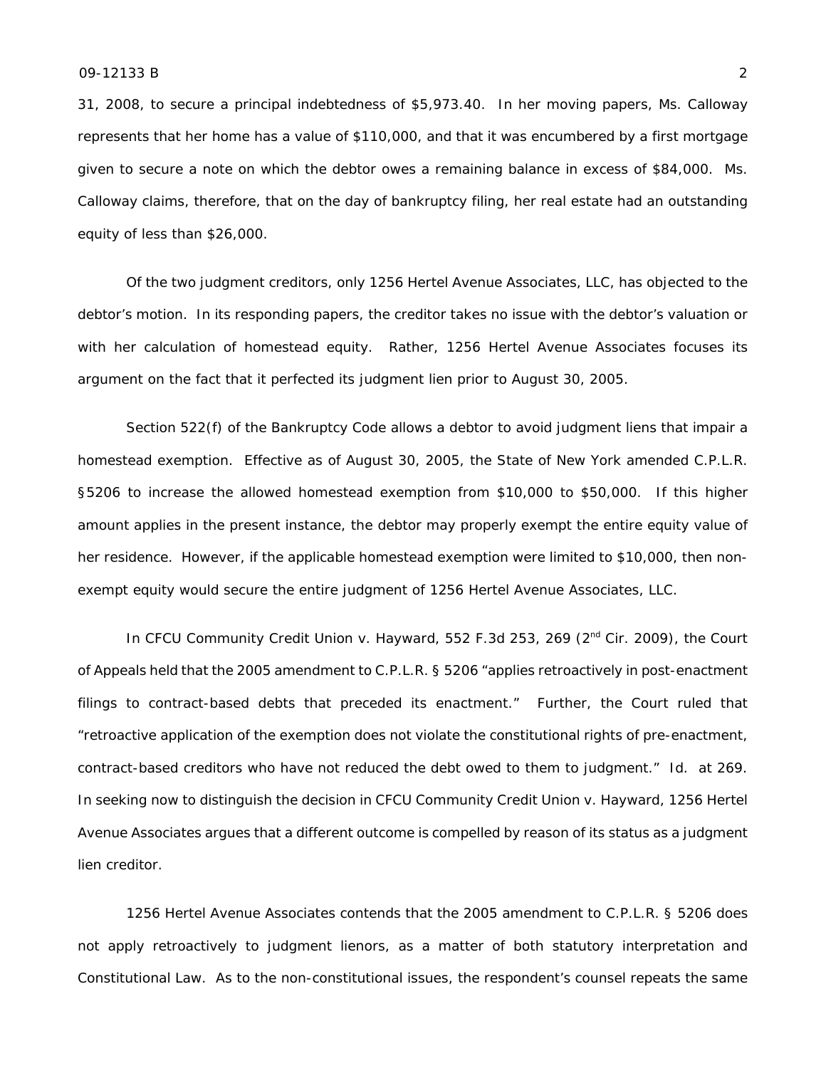31, 2008, to secure a principal indebtedness of $5,973.40. In her moving papers, Ms. Calloway represents that her home has a value of $110,000, and that it was encumbered by a first mortgage given to secure a note on which the debtor owes a remaining balance in excess of $84,000. Ms. Calloway claims, therefore, that on the day of bankruptcy filing, her real estate had an outstanding equity of less than $26,000.

Of the two judgment creditors, only 1256 Hertel Avenue Associates, LLC, has objected to the debtor's motion. In its responding papers, the creditor takes no issue with the debtor's valuation or with her calculation of homestead equity. Rather, 1256 Hertel Avenue Associates focuses its argument on the fact that it perfected its judgment lien prior to August 30, 2005.

Section 522(f) of the Bankruptcy Code allows a debtor to avoid judgment liens that impair a homestead exemption. Effective as of August 30, 2005, the State of New York amended C.P.L.R. §5206 to increase the allowed homestead exemption from $10,000 to $50,000. If this higher amount applies in the present instance, the debtor may properly exempt the entire equity value of her residence. However, if the applicable homestead exemption were limited to $10,000, then non-exempt equity would secure the entire judgment of 1256 Hertel Avenue Associates, LLC.

In *CFCU Community Credit Union v. Hayward*, 552 F.3d 253, 269 (2nd Cir. 2009), the Court of Appeals held that the 2005 amendment to C.P.L.R. § 5206 "applies retroactively in post-enactment filings to contract-based debts that preceded its enactment." Further, the Court ruled that "retroactive application of the exemption does not violate the constitutional rights of pre-enactment, contract-based creditors who have not reduced the debt owed to them to judgment." *Id.* at 269. In seeking now to distinguish the decision in *CFCU Community Credit Union v. Hayward*, 1256 Hertel Avenue Associates argues that a different outcome is compelled by reason of its status as a judgment lien creditor.

1256 Hertel Avenue Associates contends that the 2005 amendment to C.P.L.R. § 5206 does not apply retroactively to judgment lienors, as a matter of both statutory interpretation and Constitutional Law. As to the non-constitutional issues, the respondent's counsel repeats the same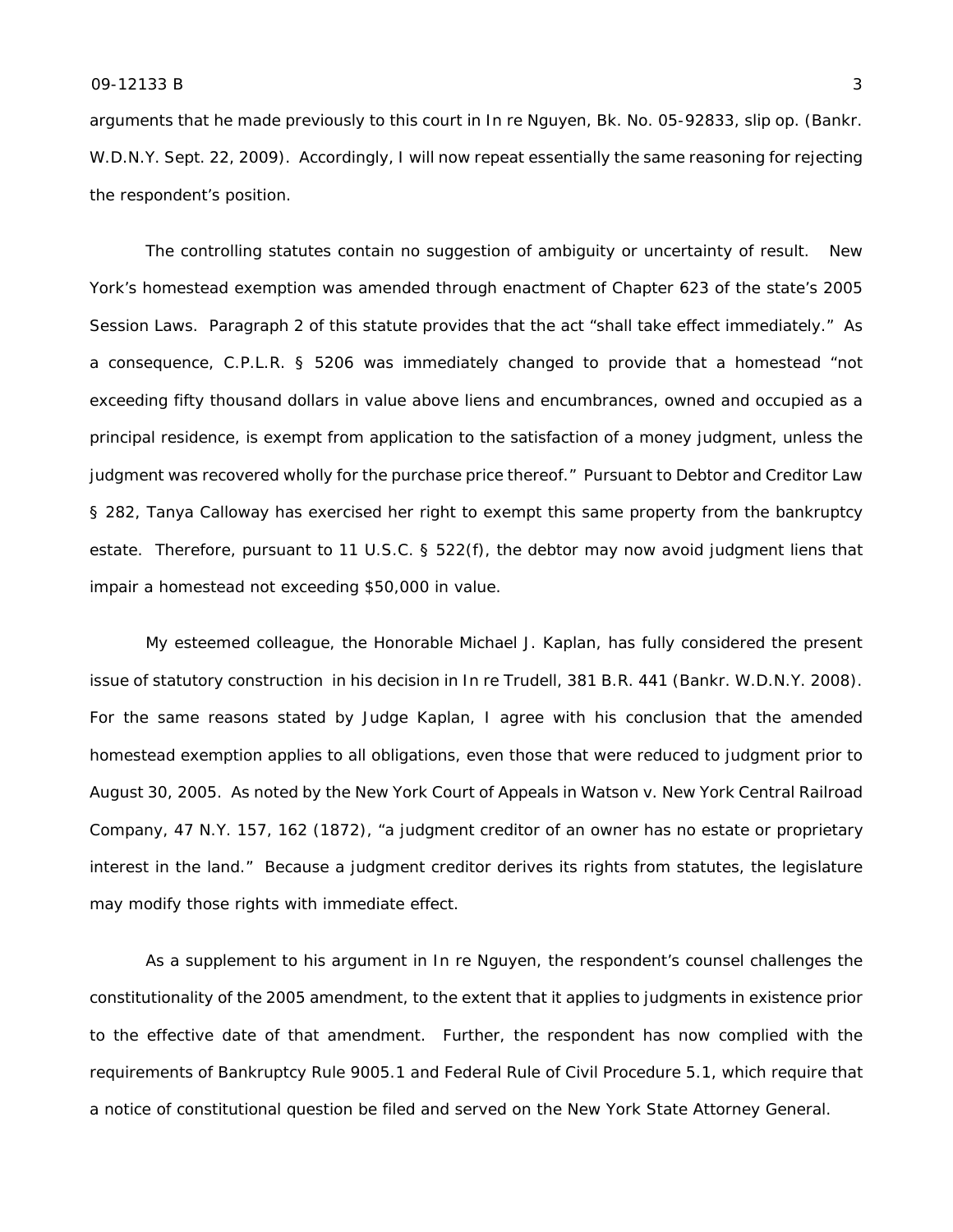arguments that he made previously to this court in *In re Nguyen*, Bk. No. 05-92833, slip op. (Bankr. W.D.N.Y. Sept. 22, 2009). Accordingly, I will now repeat essentially the same reasoning for rejecting the respondent's position.

The controlling statutes contain no suggestion of ambiguity or uncertainty of result. New York's homestead exemption was amended through enactment of Chapter 623 of the state's 2005 Session Laws. Paragraph 2 of this statute provides that the act "shall take effect immediately." As a consequence, C.P.L.R. § 5206 was immediately changed to provide that a homestead "not exceeding fifty thousand dollars in value above liens and encumbrances, owned and occupied as a principal residence, is exempt from application to the satisfaction of a money judgment, unless the judgment was recovered wholly for the purchase price thereof." Pursuant to Debtor and Creditor Law § 282, Tanya Calloway has exercised her right to exempt this same property from the bankruptcy estate. Therefore, pursuant to 11 U.S.C. § 522(f), the debtor may now avoid judgment liens that impair a homestead not exceeding $50,000 in value.

My esteemed colleague, the Honorable Michael J. Kaplan, has fully considered the present issue of statutory construction in his decision in *In re Trudell*, 381 B.R. 441 (Bankr. W.D.N.Y. 2008). For the same reasons stated by Judge Kaplan, I agree with his conclusion that the amended homestead exemption applies to all obligations, even those that were reduced to judgment prior to August 30, 2005. As noted by the New York Court of Appeals in *Watson v. New York Central Railroad Company*, 47 N.Y. 157, 162 (1872), "a judgment creditor of an owner has no estate or proprietary interest in the land." Because a judgment creditor derives its rights from statutes, the legislature may modify those rights with immediate effect.

As a supplement to his argument in *In re Nguyen*, the respondent's counsel challenges the constitutionality of the 2005 amendment, to the extent that it applies to judgments in existence prior to the effective date of that amendment. Further, the respondent has now complied with the requirements of Bankruptcy Rule 9005.1 and Federal Rule of Civil Procedure 5.1, which require that a notice of constitutional question be filed and served on the New York State Attorney General.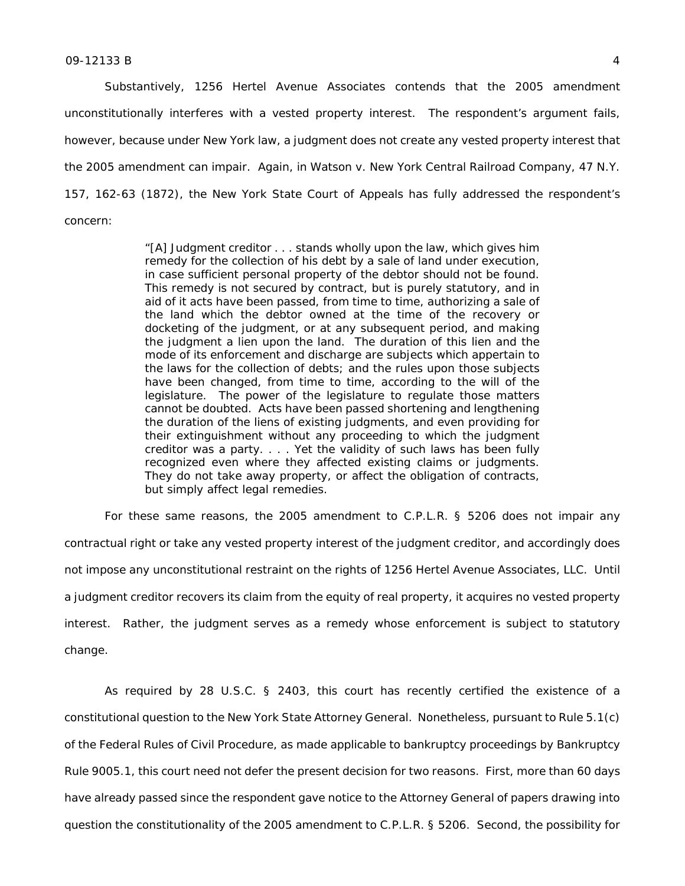Substantively, 1256 Hertel Avenue Associates contends that the 2005 amendment unconstitutionally interferes with a vested property interest. The respondent's argument fails, however, because under New York law, a judgment does not create any vested property interest that the 2005 amendment can impair. Again, in Watson v. New York Central Railroad Company, 47 N.Y. 157, 162-63 (1872), the New York State Court of Appeals has fully addressed the respondent's concern:

> "[A] Judgment creditor . . . stands wholly upon the law, which gives him remedy for the collection of his debt by a sale of land under execution, in case sufficient personal property of the debtor should not be found. This remedy is not secured by contract, but is purely statutory, and in aid of it acts have been passed, from time to time, authorizing a sale of the land which the debtor owned at the time of the recovery or docketing of the judgment, or at any subsequent period, and making the judgment a lien upon the land. The duration of this lien and the mode of its enforcement and discharge are subjects which appertain to the laws for the collection of debts; and the rules upon those subjects have been changed, from time to time, according to the will of the legislature. The power of the legislature to regulate those matters cannot be doubted. Acts have been passed shortening and lengthening the duration of the liens of existing judgments, and even providing for their extinguishment without any proceeding to which the judgment creditor was a party. . . . Yet the validity of such laws has been fully recognized even where they affected existing claims or judgments. They do not take away property, or affect the obligation of contracts, but simply affect legal remedies.

For these same reasons, the 2005 amendment to C.P.L.R. § 5206 does not impair any contractual right or take any vested property interest of the judgment creditor, and accordingly does not impose any unconstitutional restraint on the rights of 1256 Hertel Avenue Associates, LLC. Until a judgment creditor recovers its claim from the equity of real property, it acquires no vested property interest. Rather, the judgment serves as a remedy whose enforcement is subject to statutory change.

As required by 28 U.S.C. § 2403, this court has recently certified the existence of a constitutional question to the New York State Attorney General. Nonetheless, pursuant to Rule 5.1(c) of the Federal Rules of Civil Procedure, as made applicable to bankruptcy proceedings by Bankruptcy Rule 9005.1, this court need not defer the present decision for two reasons. First, more than 60 days have already passed since the respondent gave notice to the Attorney General of papers drawing into question the constitutionality of the 2005 amendment to C.P.L.R. § 5206. Second, the possibility for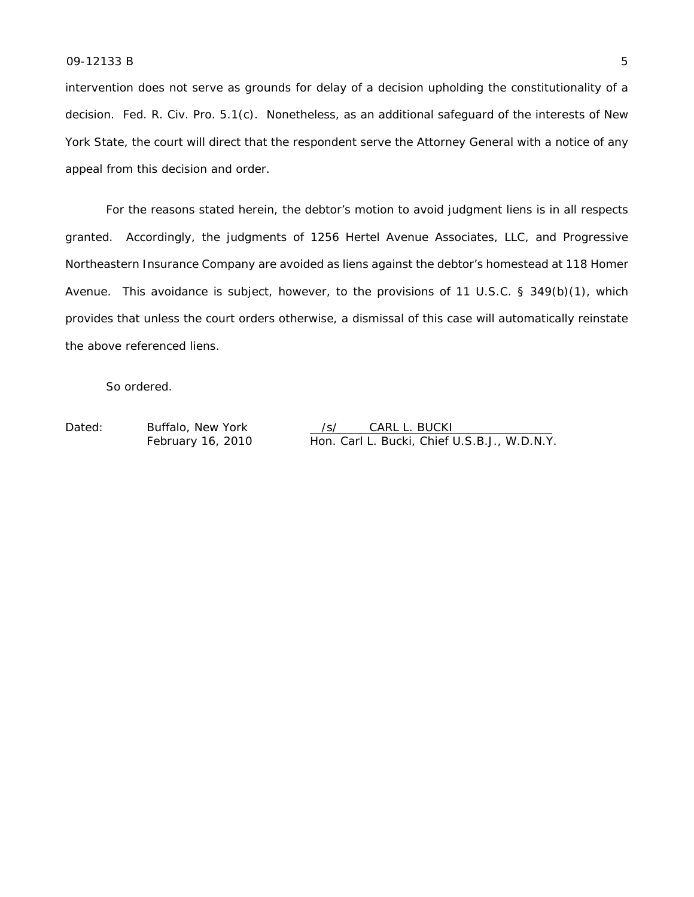intervention does not serve as grounds for delay of a decision upholding the constitutionality of a decision. Fed. R. Civ. Pro. 5.1(c). Nonetheless, as an additional safeguard of the interests of New York State, the court will direct that the respondent serve the Attorney General with a notice of any appeal from this decision and order.

For the reasons stated herein, the debtor's motion to avoid judgment liens is in all respects granted. Accordingly, the judgments of 1256 Hertel Avenue Associates, LLC, and Progressive Northeastern Insurance Company are avoided as liens against the debtor's homestead at 118 Homer Avenue. This avoidance is subject, however, to the provisions of 11 U.S.C. § 349(b)(1), which provides that unless the court orders otherwise, a dismissal of this case will automatically reinstate the above referenced liens.

So ordered.

Dated: Buffalo, New York
February 16, 2010

/s/ CARL L. BUCKI
Hon. Carl L. Bucki, Chief U.S.B.J., W.D.N.Y.